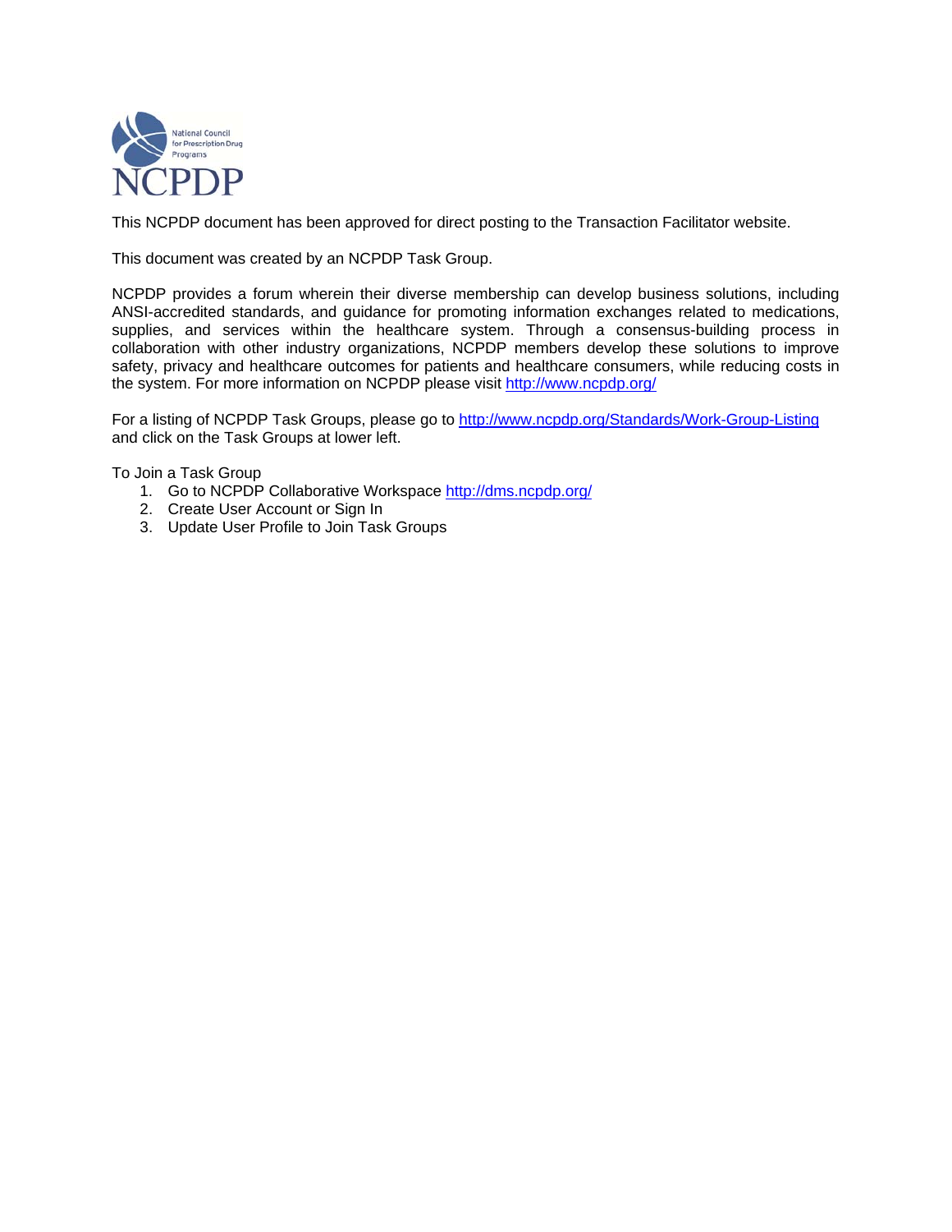National Council for Prescription Drug Programs

NCPDP

This NCPDP document has been approved for direct posting to the Transaction Facilitator website.

This document was created by an NCPDP Task Group.

NCPDP provides a forum wherein their diverse membership can develop business solutions, including ANSI-accredited standards, and guidance for promoting information exchanges related to medications, supplies, and services within the healthcare system. Through a consensus-building process in collaboration with other industry organizations, NCPDP members develop these solutions to improve safety, privacy and healthcare outcomes for patients and healthcare consumers, while reducing costs in the system. For more information on NCPDP please visit http://www.ncpdp.org/

For a listing of NCPDP Task Groups, please go to http://www.ncpdp.org/Standards/Work-Group-Listing and click on the Task Groups at lower left.

To Join a Task Group

1. Go to NCPDP Collaborative Workspace http://dms.ncpdp.org/
2. Create User Account or Sign In
3. Update User Profile to Join Task Groups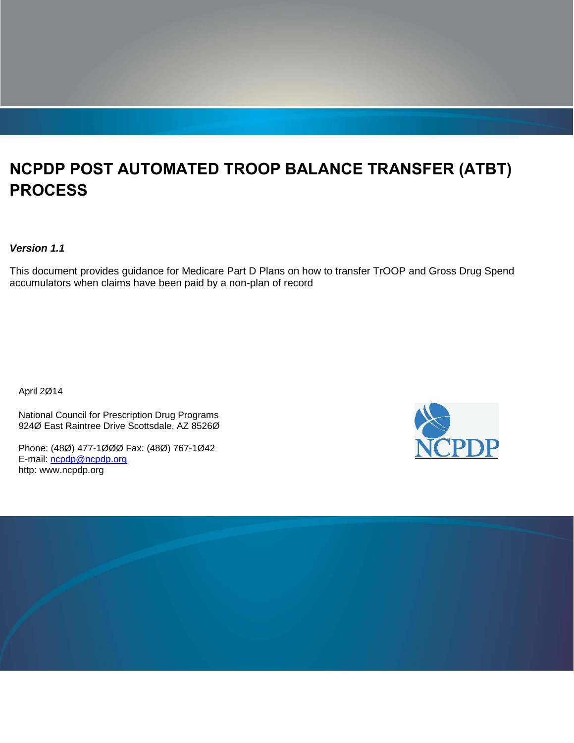# NCPDP POST AUTOMATED TROOP BALANCE TRANSFER (ATBT) PROCESS

***Version 1.1***

This document provides guidance for Medicare Part D Plans on how to transfer TrOOP and Gross Drug Spend accumulators when claims have been paid by a non-plan of record

April 2Ø14

National Council for Prescription Drug Programs
924Ø East Raintree Drive Scottsdale, AZ 8526Ø

Phone: (48Ø) 477-1ØØØ Fax: (48Ø) 767-1Ø42
E-mail: ncpdp@ncpdp.org
http: www.ncpdp.org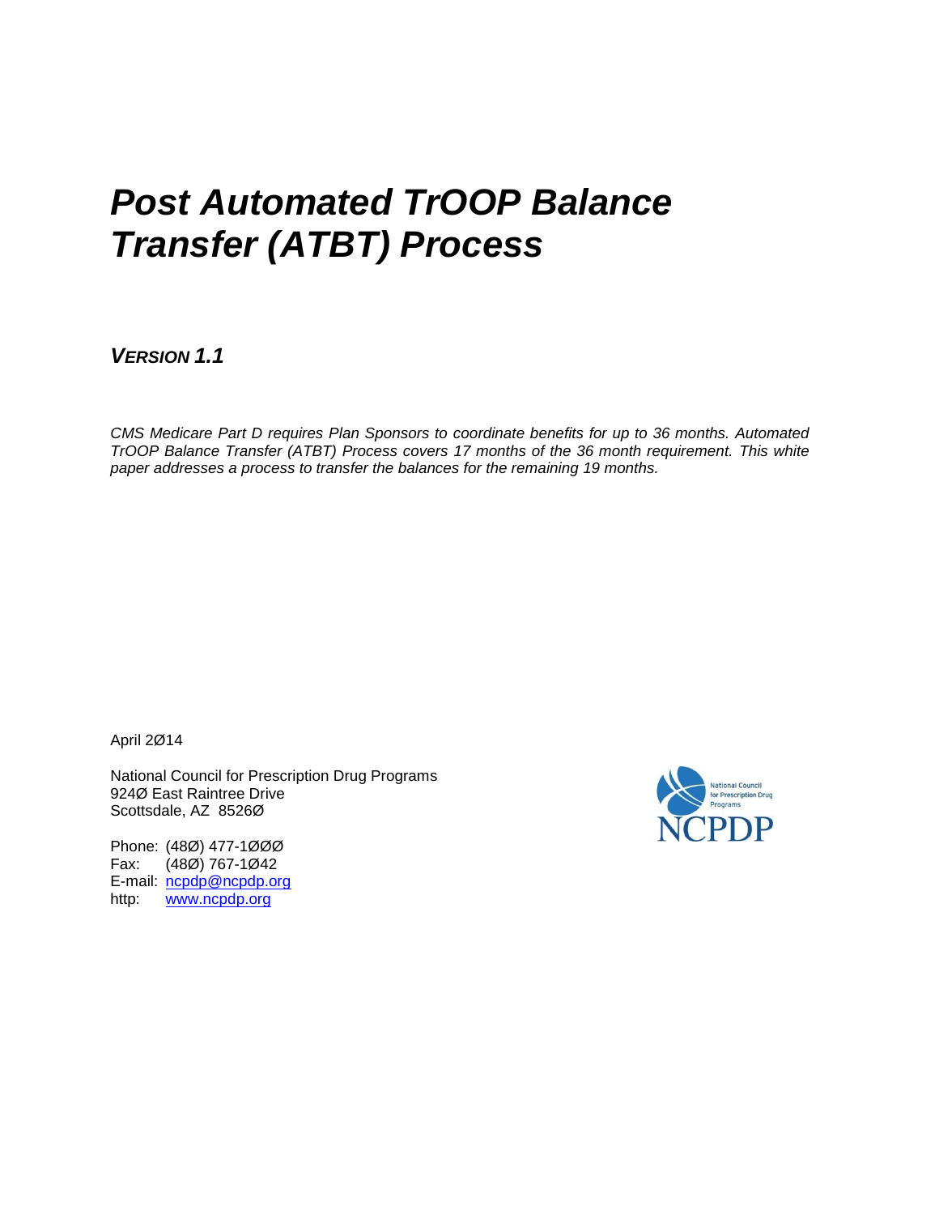# *Post Automated TrOOP Balance Transfer (ATBT) Process*

***VERSION 1.1***

*CMS Medicare Part D requires Plan Sponsors to coordinate benefits for up to 36 months. Automated TrOOP Balance Transfer (ATBT) Process covers 17 months of the 36 month requirement. This white paper addresses a process to transfer the balances for the remaining 19 months.*

April 2Ø14

National Council for Prescription Drug Programs
924Ø East Raintree Drive
Scottsdale, AZ 8526Ø

Phone: (48Ø) 477-1ØØØ
Fax: (48Ø) 767-1Ø42
E-mail: ncpdp@ncpdp.org
http: www.ncpdp.org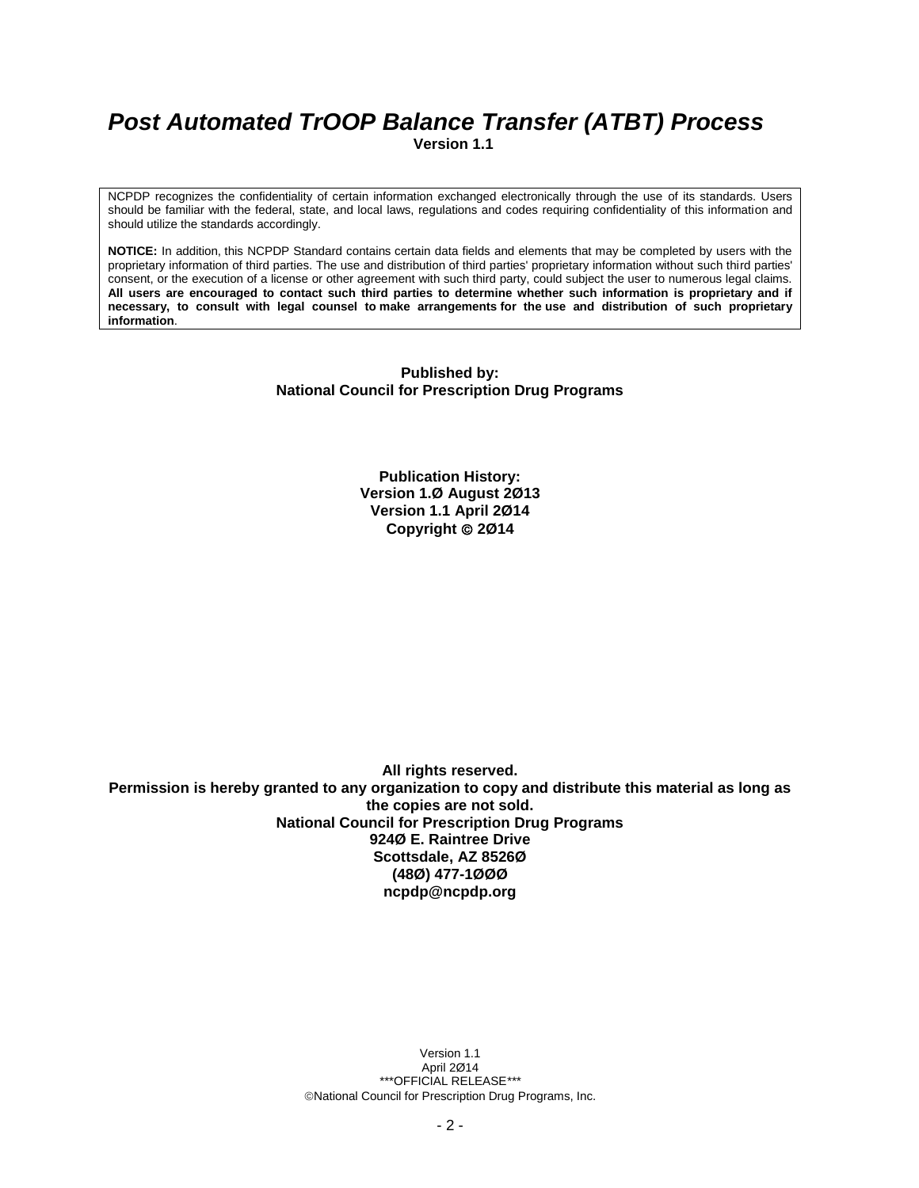# *Post Automated TrOOP Balance Transfer (ATBT) Process*

**Version 1.1**

NCPDP recognizes the confidentiality of certain information exchanged electronically through the use of its standards. Users should be familiar with the federal, state, and local laws, regulations and codes requiring confidentiality of this information and should utilize the standards accordingly.

**NOTICE:** In addition, this NCPDP Standard contains certain data fields and elements that may be completed by users with the proprietary information of third parties. The use and distribution of third parties' proprietary information without such third parties' consent, or the execution of a license or other agreement with such third party, could subject the user to numerous legal claims. **All users are encouraged to contact such third parties to determine whether such information is proprietary and if necessary, to consult with legal counsel to make arrangements for the use and distribution of such proprietary information**.

**Published by:**
**National Council for Prescription Drug Programs**

**Publication History:**
**Version 1.Ø August 2Ø13**
**Version 1.1 April 2Ø14**
**Copyright © 2Ø14**

**All rights reserved.**
**Permission is hereby granted to any organization to copy and distribute this material as long as the copies are not sold.**
**National Council for Prescription Drug Programs**
**924Ø E. Raintree Drive**
**Scottsdale, AZ 8526Ø**
**(48Ø) 477-1ØØØ**
**ncpdp@ncpdp.org**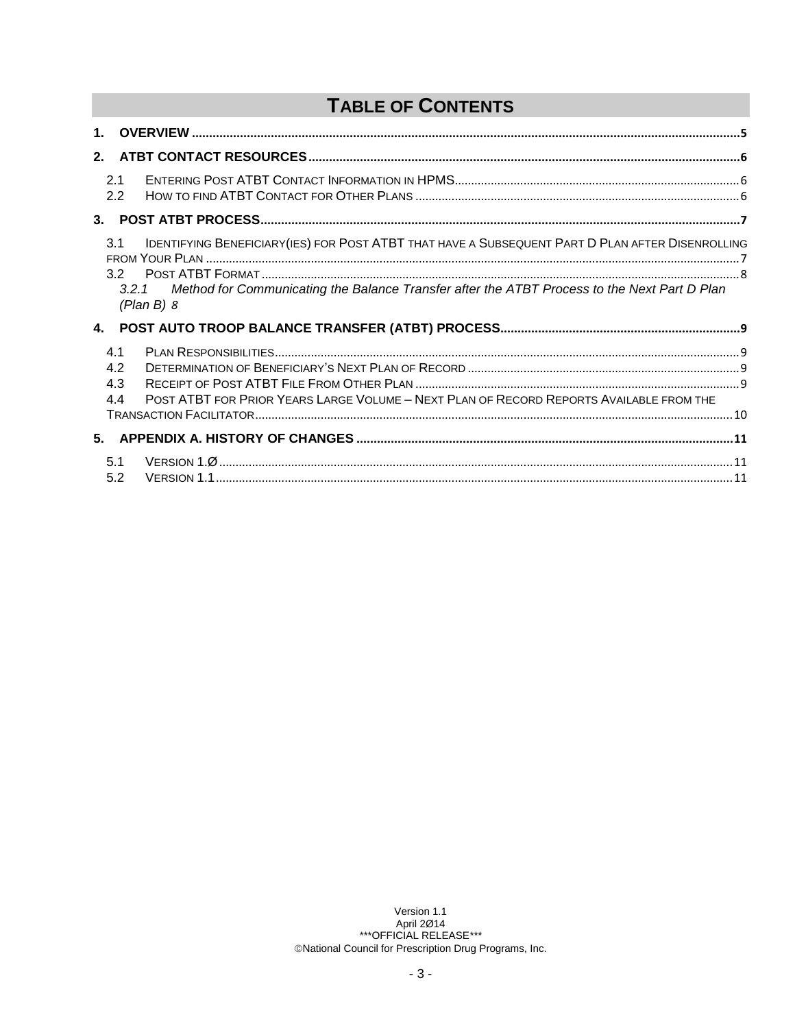# TABLE OF CONTENTS

1. OVERVIEW ..... 5
2. ATBT CONTACT RESOURCES ..... 6
   - 2.1 ENTERING POST ATBT CONTACT INFORMATION IN HPMS ..... 6
   - 2.2 HOW TO FIND ATBT CONTACT FOR OTHER PLANS ..... 6
3. POST ATBT PROCESS ..... 7
   - 3.1 IDENTIFYING BENEFICIARY(IES) FOR POST ATBT THAT HAVE A SUBSEQUENT PART D PLAN AFTER DISENROLLING FROM YOUR PLAN ..... 7
   - 3.2 POST ATBT FORMAT ..... 8
     - *3.2.1 Method for Communicating the Balance Transfer after the ATBT Process to the Next Part D Plan (Plan B)* 8
4. POST AUTO TROOP BALANCE TRANSFER (ATBT) PROCESS ..... 9
   - 4.1 PLAN RESPONSIBILITIES ..... 9
   - 4.2 DETERMINATION OF BENEFICIARY'S NEXT PLAN OF RECORD ..... 9
   - 4.3 RECEIPT OF POST ATBT FILE FROM OTHER PLAN ..... 9
   - 4.4 POST ATBT FOR PRIOR YEARS LARGE VOLUME – NEXT PLAN OF RECORD REPORTS AVAILABLE FROM THE TRANSACTION FACILITATOR ..... 10
5. APPENDIX A. HISTORY OF CHANGES ..... 11
   - 5.1 VERSION 1.Ø ..... 11
   - 5.2 VERSION 1.1 ..... 11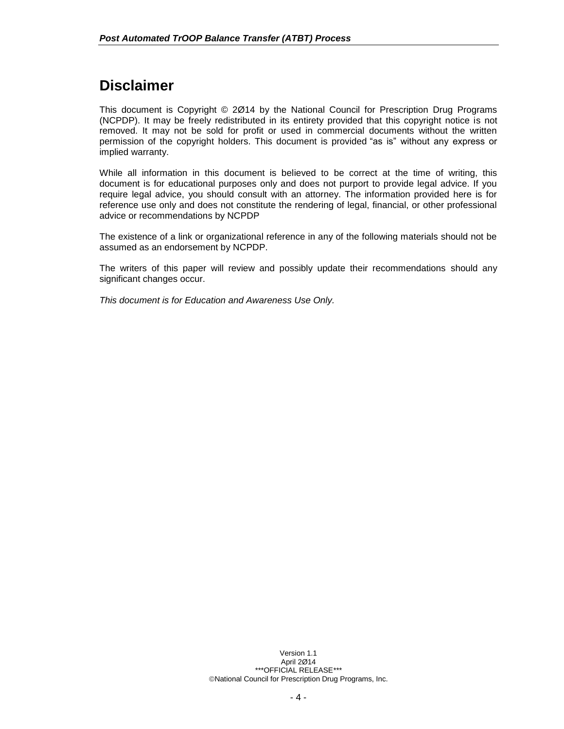# Disclaimer

This document is Copyright © 2Ø14 by the National Council for Prescription Drug Programs (NCPDP). It may be freely redistributed in its entirety provided that this copyright notice is not removed. It may not be sold for profit or used in commercial documents without the written permission of the copyright holders. This document is provided "as is" without any express or implied warranty.

While all information in this document is believed to be correct at the time of writing, this document is for educational purposes only and does not purport to provide legal advice. If you require legal advice, you should consult with an attorney. The information provided here is for reference use only and does not constitute the rendering of legal, financial, or other professional advice or recommendations by NCPDP

The existence of a link or organizational reference in any of the following materials should not be assumed as an endorsement by NCPDP.

The writers of this paper will review and possibly update their recommendations should any significant changes occur.

*This document is for Education and Awareness Use Only.*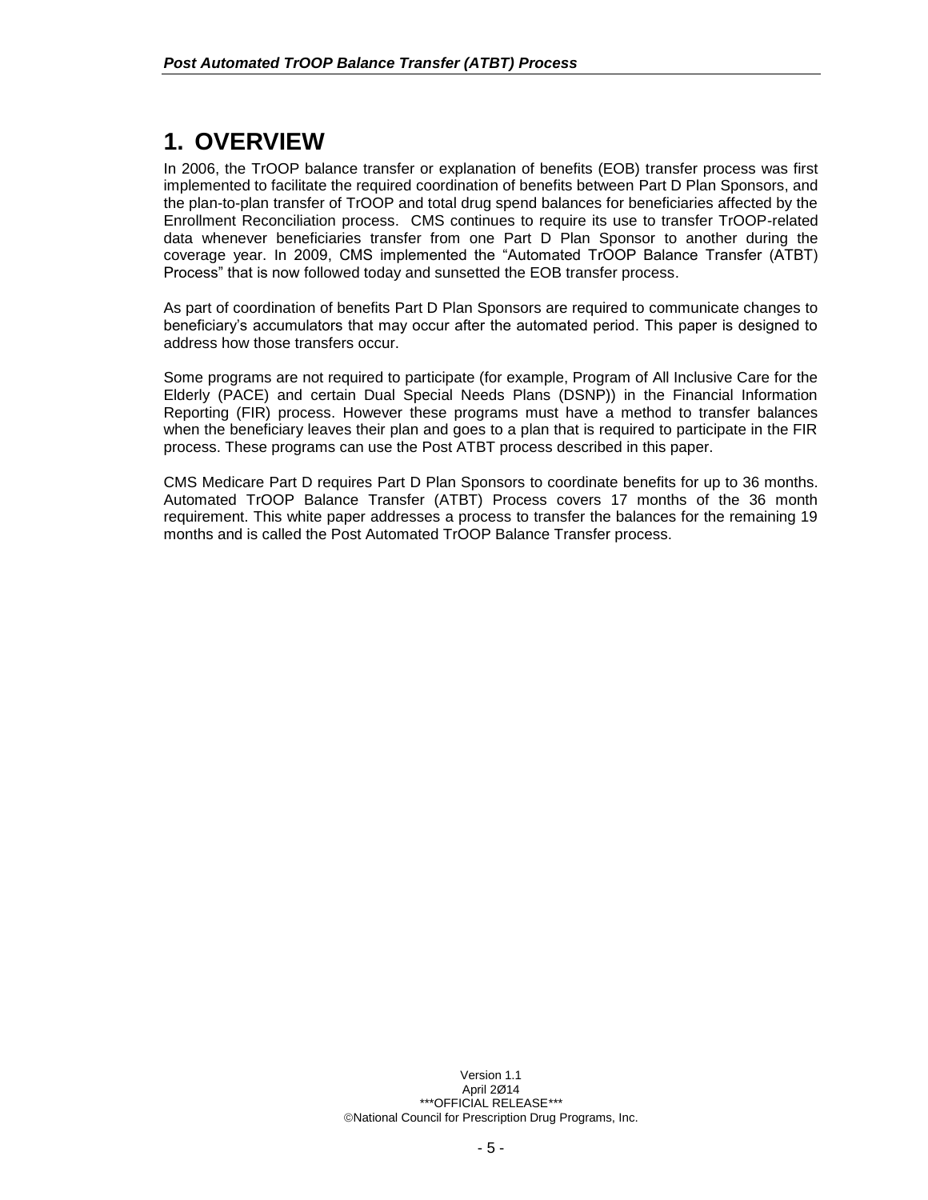# 1. OVERVIEW

In 2006, the TrOOP balance transfer or explanation of benefits (EOB) transfer process was first implemented to facilitate the required coordination of benefits between Part D Plan Sponsors, and the plan-to-plan transfer of TrOOP and total drug spend balances for beneficiaries affected by the Enrollment Reconciliation process. CMS continues to require its use to transfer TrOOP-related data whenever beneficiaries transfer from one Part D Plan Sponsor to another during the coverage year. In 2009, CMS implemented the “Automated TrOOP Balance Transfer (ATBT) Process” that is now followed today and sunsetted the EOB transfer process.

As part of coordination of benefits Part D Plan Sponsors are required to communicate changes to beneficiary’s accumulators that may occur after the automated period. This paper is designed to address how those transfers occur.

Some programs are not required to participate (for example, Program of All Inclusive Care for the Elderly (PACE) and certain Dual Special Needs Plans (DSNP)) in the Financial Information Reporting (FIR) process. However these programs must have a method to transfer balances when the beneficiary leaves their plan and goes to a plan that is required to participate in the FIR process. These programs can use the Post ATBT process described in this paper.

CMS Medicare Part D requires Part D Plan Sponsors to coordinate benefits for up to 36 months. Automated TrOOP Balance Transfer (ATBT) Process covers 17 months of the 36 month requirement. This white paper addresses a process to transfer the balances for the remaining 19 months and is called the Post Automated TrOOP Balance Transfer process.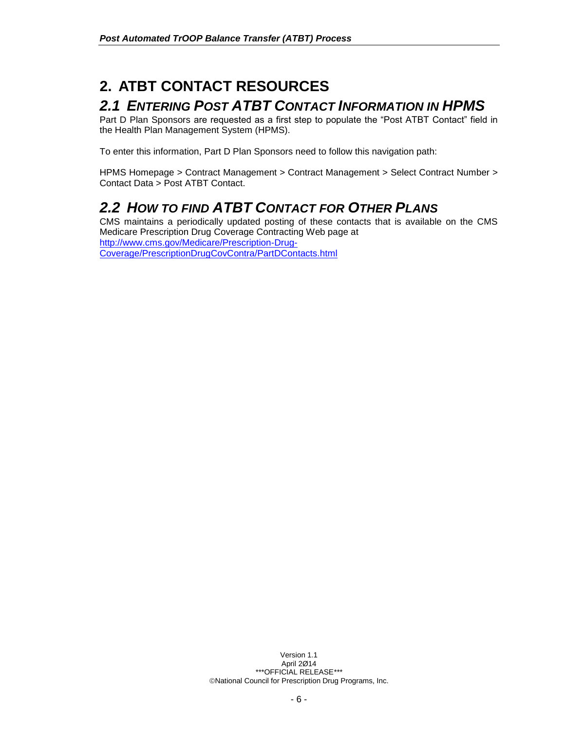# 2. ATBT CONTACT RESOURCES

## *2.1 ENTERING POST ATBT CONTACT INFORMATION IN HPMS*

Part D Plan Sponsors are requested as a first step to populate the "Post ATBT Contact" field in the Health Plan Management System (HPMS).

To enter this information, Part D Plan Sponsors need to follow this navigation path:

HPMS Homepage > Contract Management > Contract Management > Select Contract Number > Contact Data > Post ATBT Contact.

## *2.2 HOW TO FIND ATBT CONTACT FOR OTHER PLANS*

CMS maintains a periodically updated posting of these contacts that is available on the CMS Medicare Prescription Drug Coverage Contracting Web page at [http://www.cms.gov/Medicare/Prescription-Drug-Coverage/PrescriptionDrugCovContra/PartDContacts.html](http://www.cms.gov/Medicare/Prescription-Drug-Coverage/PrescriptionDrugCovContra/PartDContacts.html)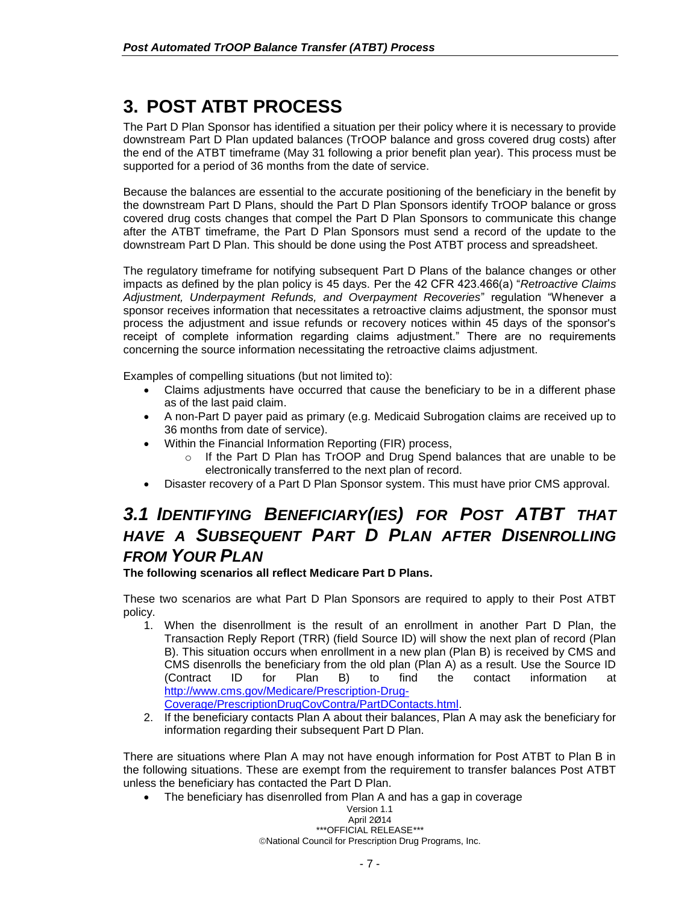# 3. POST ATBT PROCESS

The Part D Plan Sponsor has identified a situation per their policy where it is necessary to provide downstream Part D Plan updated balances (TrOOP balance and gross covered drug costs) after the end of the ATBT timeframe (May 31 following a prior benefit plan year). This process must be supported for a period of 36 months from the date of service.

Because the balances are essential to the accurate positioning of the beneficiary in the benefit by the downstream Part D Plans, should the Part D Plan Sponsors identify TrOOP balance or gross covered drug costs changes that compel the Part D Plan Sponsors to communicate this change after the ATBT timeframe, the Part D Plan Sponsors must send a record of the update to the downstream Part D Plan. This should be done using the Post ATBT process and spreadsheet.

The regulatory timeframe for notifying subsequent Part D Plans of the balance changes or other impacts as defined by the plan policy is 45 days. Per the 42 CFR 423.466(a) "*Retroactive Claims Adjustment, Underpayment Refunds, and Overpayment Recoveries*" regulation "Whenever a sponsor receives information that necessitates a retroactive claims adjustment, the sponsor must process the adjustment and issue refunds or recovery notices within 45 days of the sponsor's receipt of complete information regarding claims adjustment." There are no requirements concerning the source information necessitating the retroactive claims adjustment.

Examples of compelling situations (but not limited to):

- Claims adjustments have occurred that cause the beneficiary to be in a different phase as of the last paid claim.
- A non-Part D payer paid as primary (e.g. Medicaid Subrogation claims are received up to 36 months from date of service).
- Within the Financial Information Reporting (FIR) process,
  - If the Part D Plan has TrOOP and Drug Spend balances that are unable to be electronically transferred to the next plan of record.
- Disaster recovery of a Part D Plan Sponsor system. This must have prior CMS approval.

## *3.1 IDENTIFYING BENEFICIARY(IES) FOR POST ATBT THAT HAVE A SUBSEQUENT PART D PLAN AFTER DISENROLLING FROM YOUR PLAN*

**The following scenarios all reflect Medicare Part D Plans.**

These two scenarios are what Part D Plan Sponsors are required to apply to their Post ATBT policy.

1. When the disenrollment is the result of an enrollment in another Part D Plan, the Transaction Reply Report (TRR) (field Source ID) will show the next plan of record (Plan B). This situation occurs when enrollment in a new plan (Plan B) is received by CMS and CMS disenrolls the beneficiary from the old plan (Plan A) as a result. Use the Source ID (Contract ID for Plan B) to find the contact information at http://www.cms.gov/Medicare/Prescription-Drug-Coverage/PrescriptionDrugCovContra/PartDContacts.html.
2. If the beneficiary contacts Plan A about their balances, Plan A may ask the beneficiary for information regarding their subsequent Part D Plan.

There are situations where Plan A may not have enough information for Post ATBT to Plan B in the following situations. These are exempt from the requirement to transfer balances Post ATBT unless the beneficiary has contacted the Part D Plan.

- The beneficiary has disenrolled from Plan A and has a gap in coverage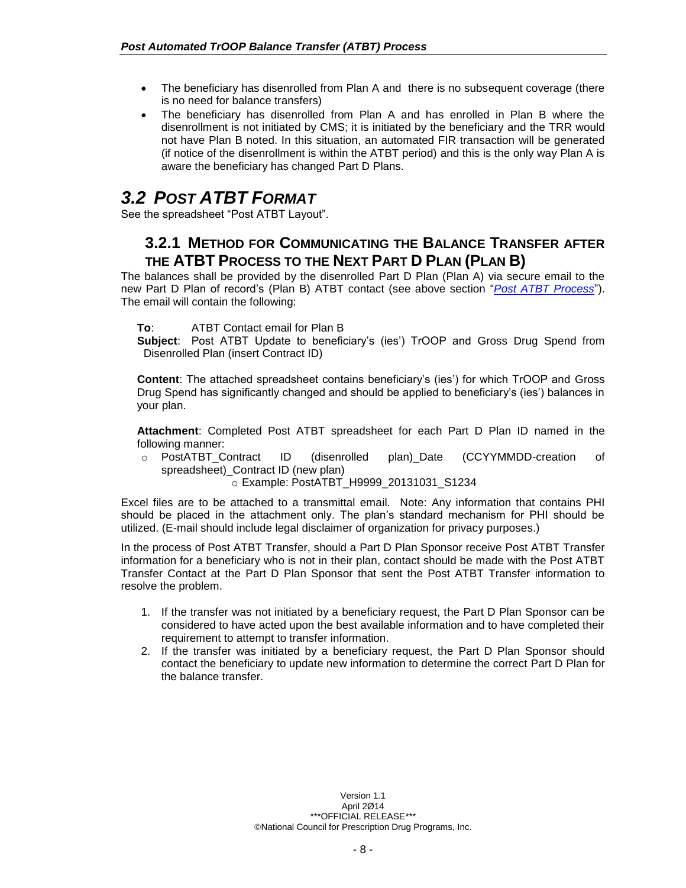- The beneficiary has disenrolled from Plan A and there is no subsequent coverage (there is no need for balance transfers)
- The beneficiary has disenrolled from Plan A and has enrolled in Plan B where the disenrollment is not initiated by CMS; it is initiated by the beneficiary and the TRR would not have Plan B noted. In this situation, an automated FIR transaction will be generated (if notice of the disenrollment is within the ATBT period) and this is the only way Plan A is aware the beneficiary has changed Part D Plans.

## *3.2 POST ATBT FORMAT*

See the spreadsheet "Post ATBT Layout".

### 3.2.1 METHOD FOR COMMUNICATING THE BALANCE TRANSFER AFTER THE ATBT PROCESS TO THE NEXT PART D PLAN (PLAN B)

The balances shall be provided by the disenrolled Part D Plan (Plan A) via secure email to the new Part D Plan of record's (Plan B) ATBT contact (see above section "*Post ATBT Process*"). The email will contain the following:

**To**: ATBT Contact email for Plan B

**Subject**: Post ATBT Update to beneficiary's (ies') TrOOP and Gross Drug Spend from Disenrolled Plan (insert Contract ID)

**Content**: The attached spreadsheet contains beneficiary's (ies') for which TrOOP and Gross Drug Spend has significantly changed and should be applied to beneficiary's (ies') balances in your plan.

**Attachment**: Completed Post ATBT spreadsheet for each Part D Plan ID named in the following manner:

- PostATBT_Contract ID (disenrolled plan)_Date (CCYYMMDD-creation of spreadsheet)_Contract ID (new plan)
  - Example: PostATBT_H9999_20131031_S1234

Excel files are to be attached to a transmittal email. Note: Any information that contains PHI should be placed in the attachment only. The plan's standard mechanism for PHI should be utilized. (E-mail should include legal disclaimer of organization for privacy purposes.)

In the process of Post ATBT Transfer, should a Part D Plan Sponsor receive Post ATBT Transfer information for a beneficiary who is not in their plan, contact should be made with the Post ATBT Transfer Contact at the Part D Plan Sponsor that sent the Post ATBT Transfer information to resolve the problem.

1. If the transfer was not initiated by a beneficiary request, the Part D Plan Sponsor can be considered to have acted upon the best available information and to have completed their requirement to attempt to transfer information.
2. If the transfer was initiated by a beneficiary request, the Part D Plan Sponsor should contact the beneficiary to update new information to determine the correct Part D Plan for the balance transfer.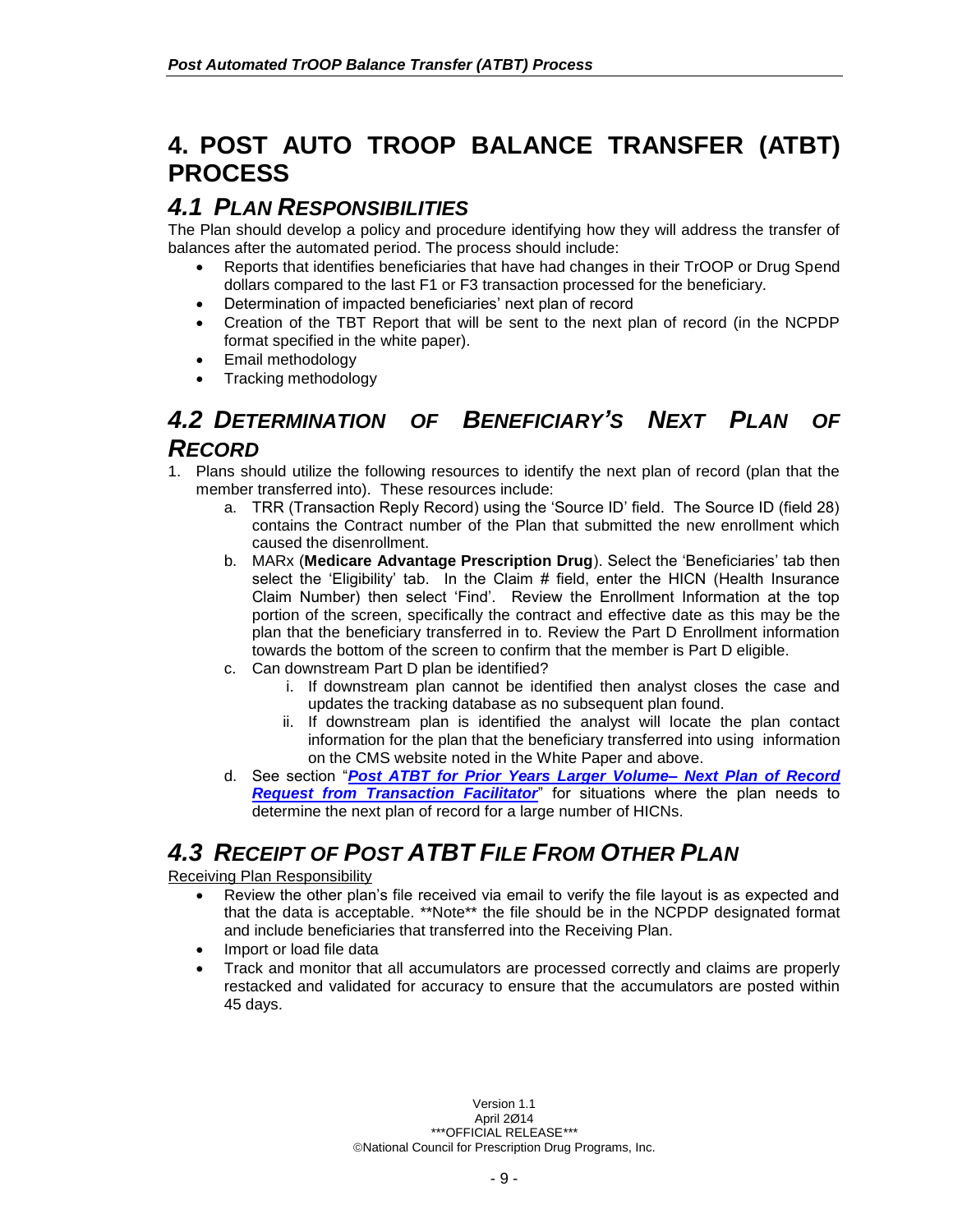# 4. POST AUTO TROOP BALANCE TRANSFER (ATBT) PROCESS

## *4.1 PLAN RESPONSIBILITIES*

The Plan should develop a policy and procedure identifying how they will address the transfer of balances after the automated period. The process should include:

- Reports that identifies beneficiaries that have had changes in their TrOOP or Drug Spend dollars compared to the last F1 or F3 transaction processed for the beneficiary.
- Determination of impacted beneficiaries' next plan of record
- Creation of the TBT Report that will be sent to the next plan of record (in the NCPDP format specified in the white paper).
- Email methodology
- Tracking methodology

## *4.2 DETERMINATION OF BENEFICIARY'S NEXT PLAN OF RECORD*

1. Plans should utilize the following resources to identify the next plan of record (plan that the member transferred into). These resources include:
   a. TRR (Transaction Reply Record) using the 'Source ID' field. The Source ID (field 28) contains the Contract number of the Plan that submitted the new enrollment which caused the disenrollment.
   b. MARx (**Medicare Advantage Prescription Drug**). Select the 'Beneficiaries' tab then select the 'Eligibility' tab. In the Claim # field, enter the HICN (Health Insurance Claim Number) then select 'Find'. Review the Enrollment Information at the top portion of the screen, specifically the contract and effective date as this may be the plan that the beneficiary transferred in to. Review the Part D Enrollment information towards the bottom of the screen to confirm that the member is Part D eligible.
   c. Can downstream Part D plan be identified?
      i. If downstream plan cannot be identified then analyst closes the case and updates the tracking database as no subsequent plan found.
      ii. If downstream plan is identified the analyst will locate the plan contact information for the plan that the beneficiary transferred into using information on the CMS website noted in the White Paper and above.
   d. See section "***Post ATBT for Prior Years Larger Volume– Next Plan of Record Request from Transaction Facilitator***" for situations where the plan needs to determine the next plan of record for a large number of HICNs.

## *4.3 RECEIPT OF POST ATBT FILE FROM OTHER PLAN*

Receiving Plan Responsibility

- Review the other plan's file received via email to verify the file layout is as expected and that the data is acceptable. **Note** the file should be in the NCPDP designated format and include beneficiaries that transferred into the Receiving Plan.
- Import or load file data
- Track and monitor that all accumulators are processed correctly and claims are properly restacked and validated for accuracy to ensure that the accumulators are posted within 45 days.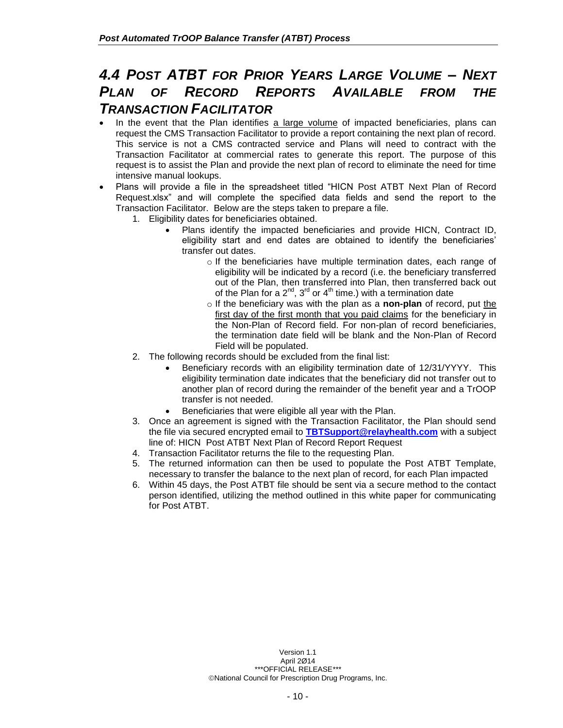## 4.4 Post ATBT for Prior Years Large Volume – Next Plan of Record Reports Available from the Transaction Facilitator

- In the event that the Plan identifies a large volume of impacted beneficiaries, plans can request the CMS Transaction Facilitator to provide a report containing the next plan of record. This service is not a CMS contracted service and Plans will need to contract with the Transaction Facilitator at commercial rates to generate this report. The purpose of this request is to assist the Plan and provide the next plan of record to eliminate the need for time intensive manual lookups.
- Plans will provide a file in the spreadsheet titled "HICN Post ATBT Next Plan of Record Request.xlsx" and will complete the specified data fields and send the report to the Transaction Facilitator. Below are the steps taken to prepare a file.
  1. Eligibility dates for beneficiaries obtained.
     - Plans identify the impacted beneficiaries and provide HICN, Contract ID, eligibility start and end dates are obtained to identify the beneficiaries' transfer out dates.
       - If the beneficiaries have multiple termination dates, each range of eligibility will be indicated by a record (i.e. the beneficiary transferred out of the Plan, then transferred into Plan, then transferred back out of the Plan for a 2nd, 3rd or 4th time.) with a termination date
       - If the beneficiary was with the plan as a **non-plan** of record, put the first day of the first month that you paid claims for the beneficiary in the Non-Plan of Record field. For non-plan of record beneficiaries, the termination date field will be blank and the Non-Plan of Record Field will be populated.
  2. The following records should be excluded from the final list:
     - Beneficiary records with an eligibility termination date of 12/31/YYYY. This eligibility termination date indicates that the beneficiary did not transfer out to another plan of record during the remainder of the benefit year and a TrOOP transfer is not needed.
     - Beneficiaries that were eligible all year with the Plan.
  3. Once an agreement is signed with the Transaction Facilitator, the Plan should send the file via secured encrypted email to **TBTSupport@relayhealth.com** with a subject line of: HICN Post ATBT Next Plan of Record Report Request
  4. Transaction Facilitator returns the file to the requesting Plan.
  5. The returned information can then be used to populate the Post ATBT Template, necessary to transfer the balance to the next plan of record, for each Plan impacted
  6. Within 45 days, the Post ATBT file should be sent via a secure method to the contact person identified, utilizing the method outlined in this white paper for communicating for Post ATBT.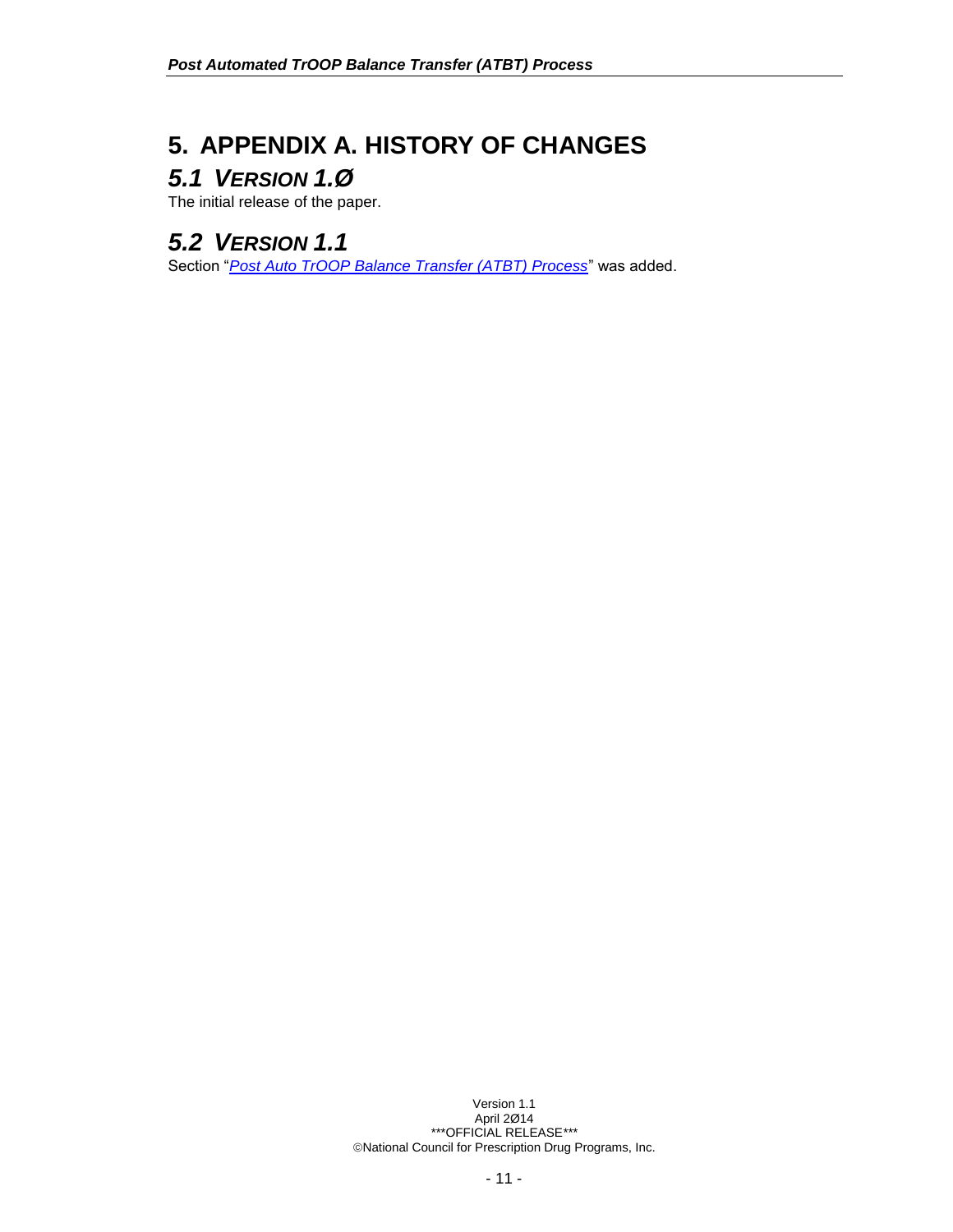# 5. APPENDIX A. HISTORY OF CHANGES

## *5.1 VERSION 1.Ø*

The initial release of the paper.

## *5.2 VERSION 1.1*

Section "*Post Auto TrOOP Balance Transfer (ATBT) Process*" was added.